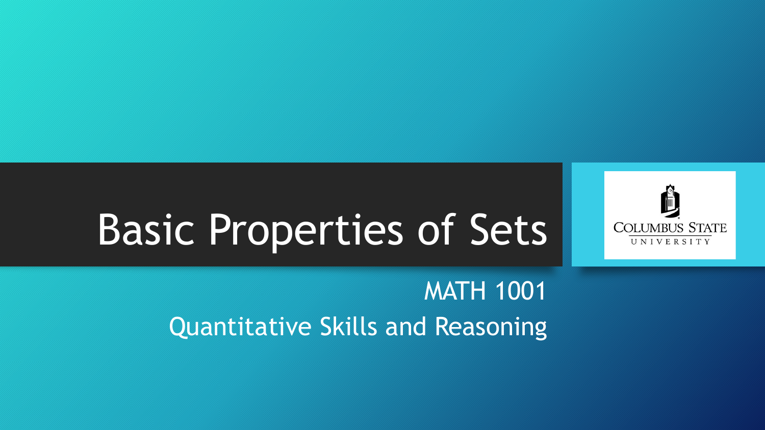# Basic Properties of Sets

MATH 1001

Quantitative Skills and Reasoning

COLUMBUS STATE UNIVERSITY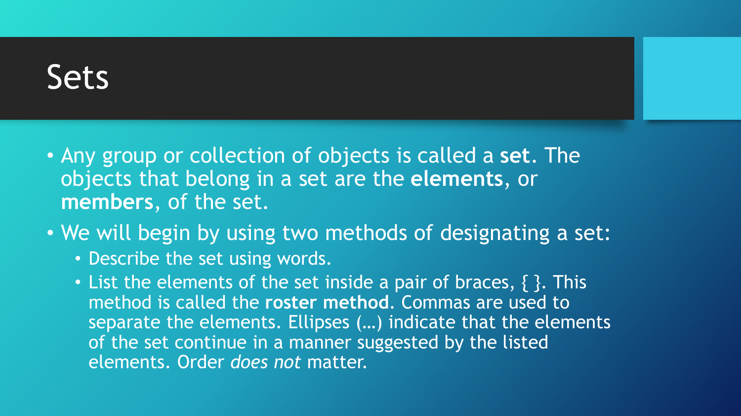# Sets

- Any group or collection of objects is called a **set**. The objects that belong in a set are the **elements**, or **members**, of the set.
- We will begin by using two methods of designating a set:
  - Describe the set using words.
  - List the elements of the set inside a pair of braces, { }. This method is called the **roster method**. Commas are used to separate the elements. Ellipses (…) indicate that the elements of the set continue in a manner suggested by the listed elements. Order *does not* matter.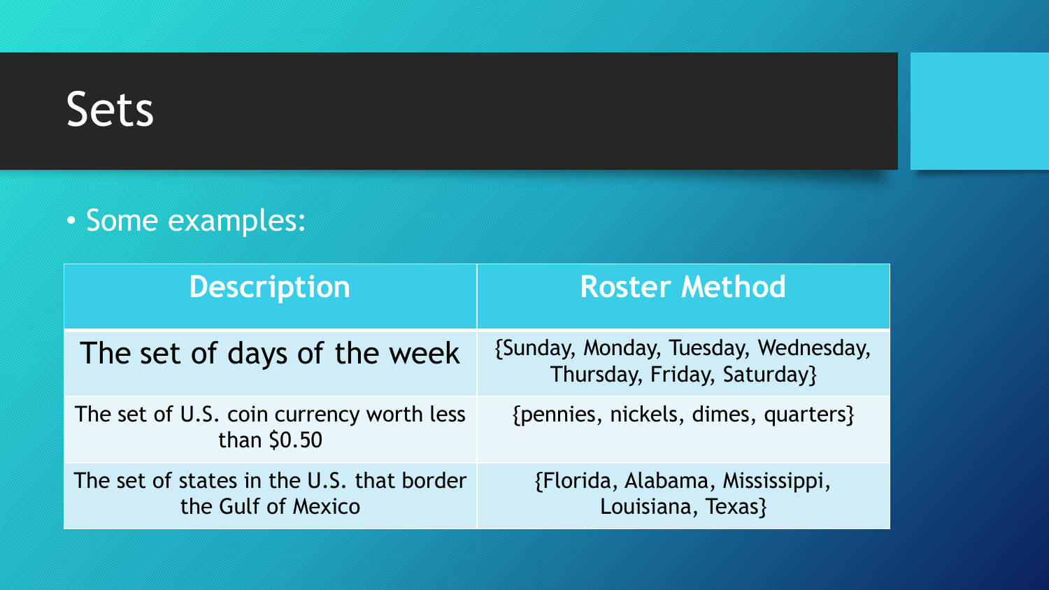# Sets

- Some examples:

| Description | Roster Method |
|---|---|
| The set of days of the week | {Sunday, Monday, Tuesday, Wednesday, Thursday, Friday, Saturday} |
| The set of U.S. coin currency worth less than $0.50 | {pennies, nickels, dimes, quarters} |
| The set of states in the U.S. that border the Gulf of Mexico | {Florida, Alabama, Mississippi, Louisiana, Texas} |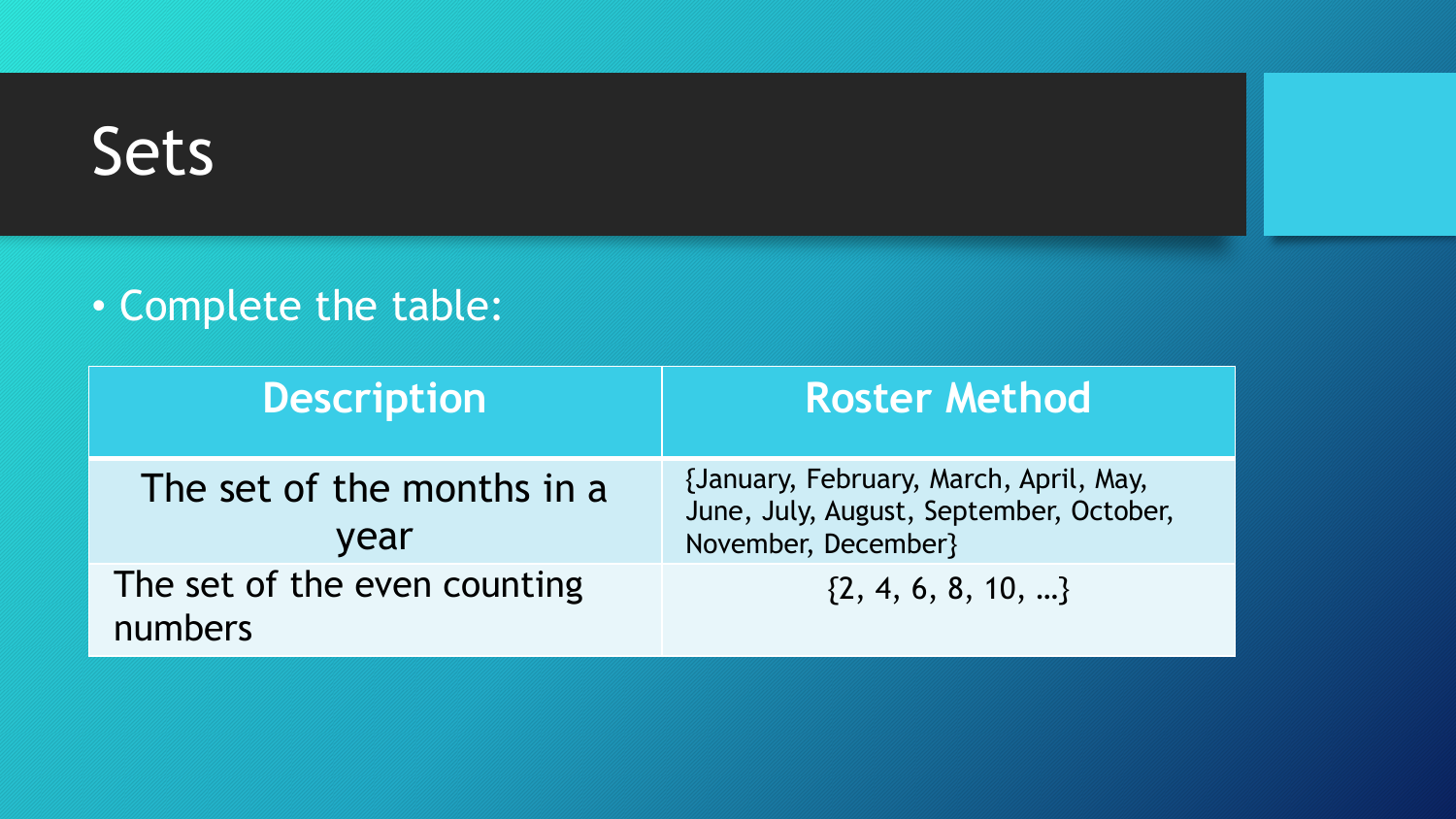# Sets

- Complete the table:

| Description | Roster Method |
| --- | --- |
| The set of the months in a year | {January, February, March, April, May, June, July, August, September, October, November, December} |
| The set of the even counting numbers | {2, 4, 6, 8, 10, …} |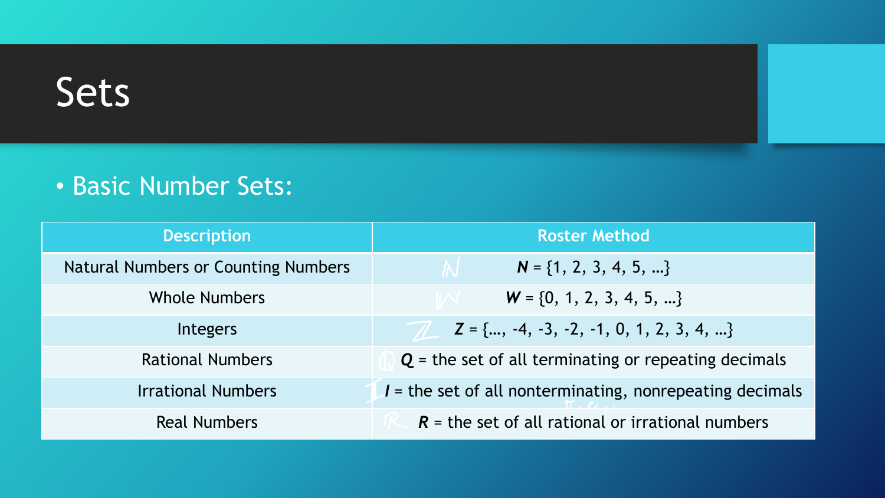# Sets

- Basic Number Sets:

| Description | Roster Method |
| --- | --- |
| Natural Numbers or Counting Numbers | ***N*** = {1, 2, 3, 4, 5, …} |
| Whole Numbers | ***W*** = {0, 1, 2, 3, 4, 5, …} |
| Integers | ***Z*** = {…, -4, -3, -2, -1, 0, 1, 2, 3, 4, …} |
| Rational Numbers | ***Q*** = the set of all terminating or repeating decimals |
| Irrational Numbers | ***I*** = the set of all nonterminating, nonrepeating decimals |
| Real Numbers | ***R*** = the set of all rational or irrational numbers |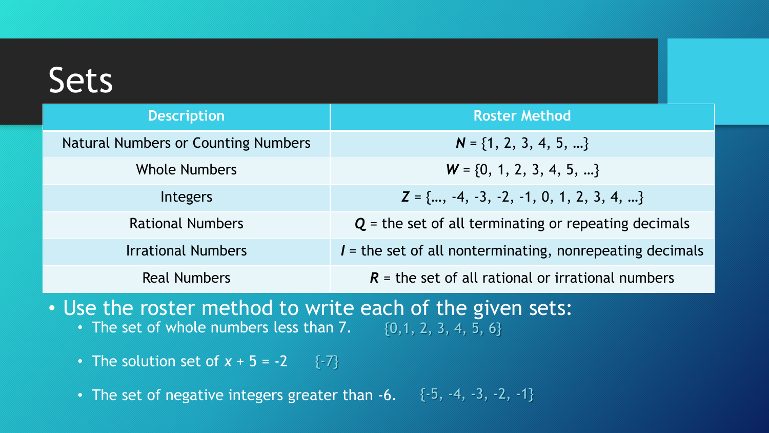# Sets

| Description | Roster Method |
|---|---|
| Natural Numbers or Counting Numbers | $\boldsymbol{N} = \{1, 2, 3, 4, 5, \ldots\}$ |
| Whole Numbers | $\boldsymbol{W} = \{0, 1, 2, 3, 4, 5, \ldots\}$ |
| Integers | $\boldsymbol{Z} = \{\ldots, -4, -3, -2, -1, 0, 1, 2, 3, 4, \ldots\}$ |
| Rational Numbers | ***Q*** = the set of all terminating or repeating decimals |
| Irrational Numbers | ***I*** = the set of all nonterminating, nonrepeating decimals |
| Real Numbers | ***R*** = the set of all rational or irrational numbers |

- Use the roster method to write each of the given sets:
  - The set of whole numbers less than 7. $\{0, 1, 2, 3, 4, 5, 6\}$
  - The solution set of $x + 5 = -2$ $\{-7\}$
  - The set of negative integers greater than -6. $\{-5, -4, -3, -2, -1\}$